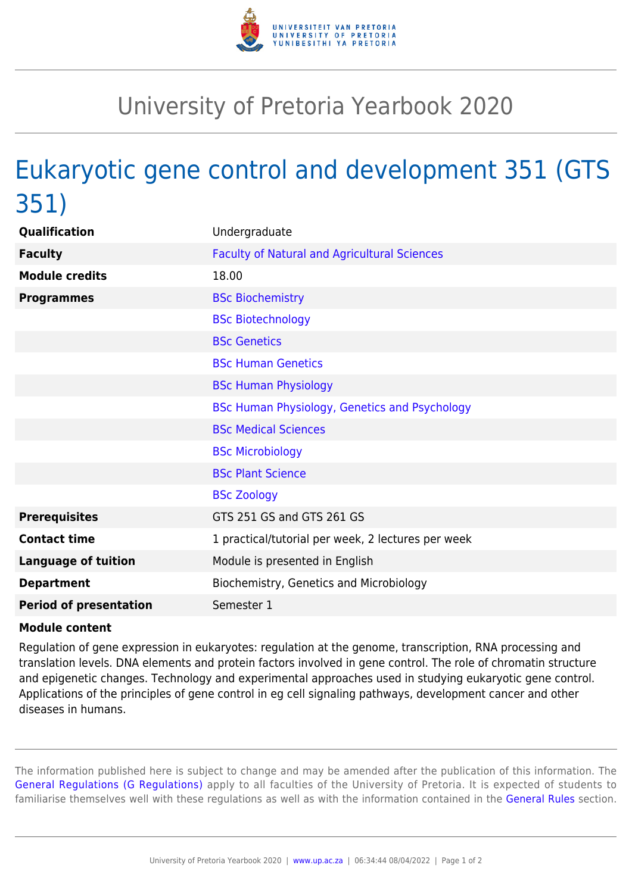# University of Pretoria Yearbook 2020

## Eukaryotic gene control and development 351 (GTS 351)

| | |
|---|---|
| **Qualification** | Undergraduate |
| **Faculty** | Faculty of Natural and Agricultural Sciences |
| **Module credits** | 18.00 |
| **Programmes** | BSc Biochemistry |
| | BSc Biotechnology |
| | BSc Genetics |
| | BSc Human Genetics |
| | BSc Human Physiology |
| | BSc Human Physiology, Genetics and Psychology |
| | BSc Medical Sciences |
| | BSc Microbiology |
| | BSc Plant Science |
| | BSc Zoology |
| **Prerequisites** | GTS 251 GS and GTS 261 GS |
| **Contact time** | 1 practical/tutorial per week, 2 lectures per week |
| **Language of tuition** | Module is presented in English |
| **Department** | Biochemistry, Genetics and Microbiology |
| **Period of presentation** | Semester 1 |

**Module content**

Regulation of gene expression in eukaryotes: regulation at the genome, transcription, RNA processing and translation levels. DNA elements and protein factors involved in gene control. The role of chromatin structure and epigenetic changes. Technology and experimental approaches used in studying eukaryotic gene control. Applications of the principles of gene control in eg cell signaling pathways, development cancer and other diseases in humans.

The information published here is subject to change and may be amended after the publication of this information. The General Regulations (G Regulations) apply to all faculties of the University of Pretoria. It is expected of students to familiarise themselves well with these regulations as well as with the information contained in the General Rules section.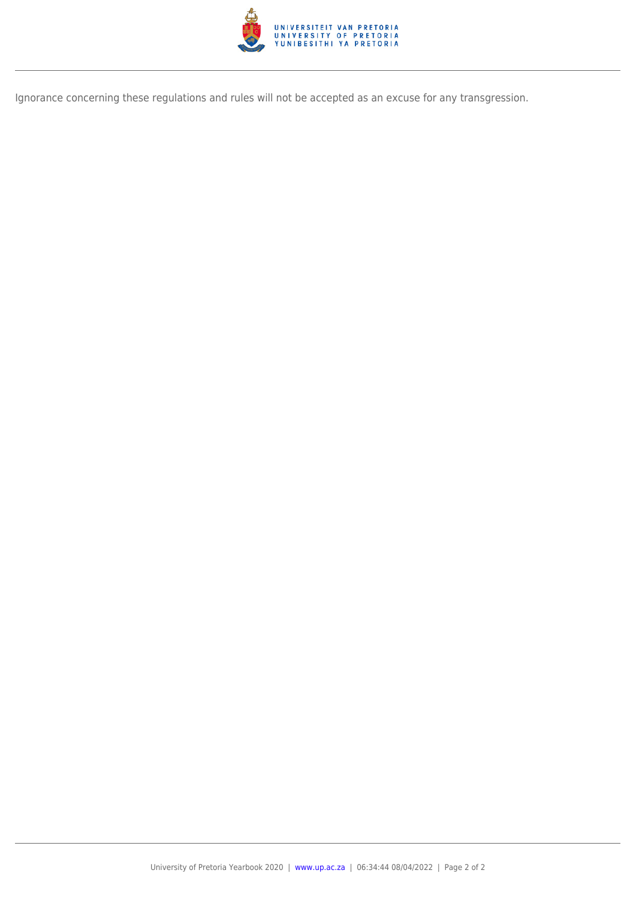Ignorance concerning these regulations and rules will not be accepted as an excuse for any transgression.